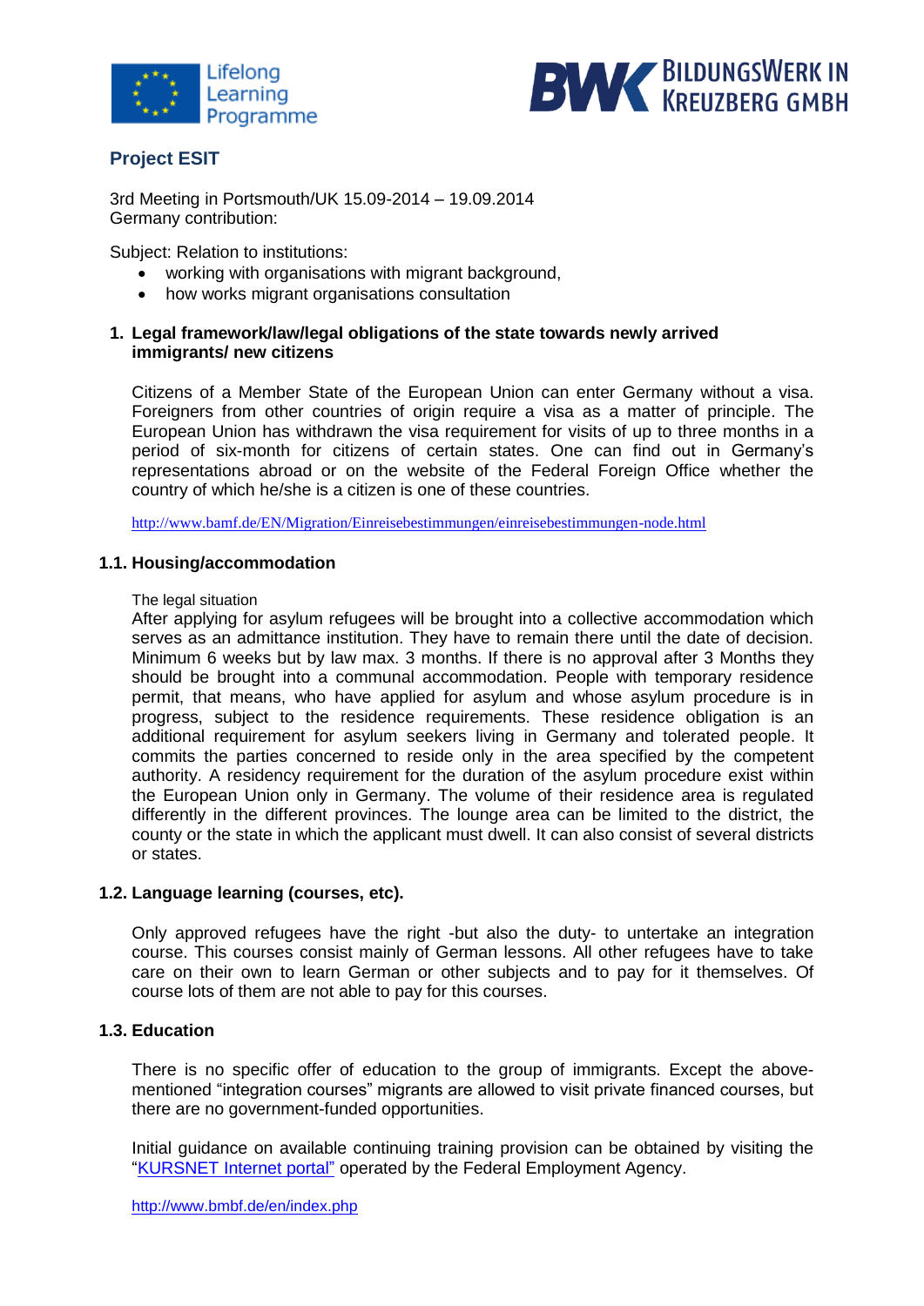Lifelong Learning Programme

BILDUNGSWERK IN KREUZBERG GMBH

## Project ESIT

3rd Meeting in Portsmouth/UK 15.09-2014 – 19.09.2014
Germany contribution:

Subject: Relation to institutions:

- working with organisations with migrant background,
- how works migrant organisations consultation

### 1. Legal framework/law/legal obligations of the state towards newly arrived immigrants/ new citizens

Citizens of a Member State of the European Union can enter Germany without a visa. Foreigners from other countries of origin require a visa as a matter of principle. The European Union has withdrawn the visa requirement for visits of up to three months in a period of six-month for citizens of certain states. One can find out in Germany's representations abroad or on the website of the Federal Foreign Office whether the country of which he/she is a citizen is one of these countries.

http://www.bamf.de/EN/Migration/Einreisebestimmungen/einreisebestimmungen-node.html

#### 1.1. Housing/accommodation

The legal situation

After applying for asylum refugees will be brought into a collective accommodation which serves as an admittance institution. They have to remain there until the date of decision. Minimum 6 weeks but by law max. 3 months. If there is no approval after 3 Months they should be brought into a communal accommodation. People with temporary residence permit, that means, who have applied for asylum and whose asylum procedure is in progress, subject to the residence requirements. These residence obligation is an additional requirement for asylum seekers living in Germany and tolerated people. It commits the parties concerned to reside only in the area specified by the competent authority. A residency requirement for the duration of the asylum procedure exist within the European Union only in Germany. The volume of their residence area is regulated differently in the different provinces. The lounge area can be limited to the district, the county or the state in which the applicant must dwell. It can also consist of several districts or states.

#### 1.2. Language learning (courses, etc).

Only approved refugees have the right -but also the duty- to untertake an integration course. This courses consist mainly of German lessons. All other refugees have to take care on their own to learn German or other subjects and to pay for it themselves. Of course lots of them are not able to pay for this courses.

#### 1.3. Education

There is no specific offer of education to the group of immigrants. Except the above-mentioned "integration courses" migrants are allowed to visit private financed courses, but there are no government-funded opportunities.

Initial guidance on available continuing training provision can be obtained by visiting the "KURSNET Internet portal" operated by the Federal Employment Agency.

http://www.bmbf.de/en/index.php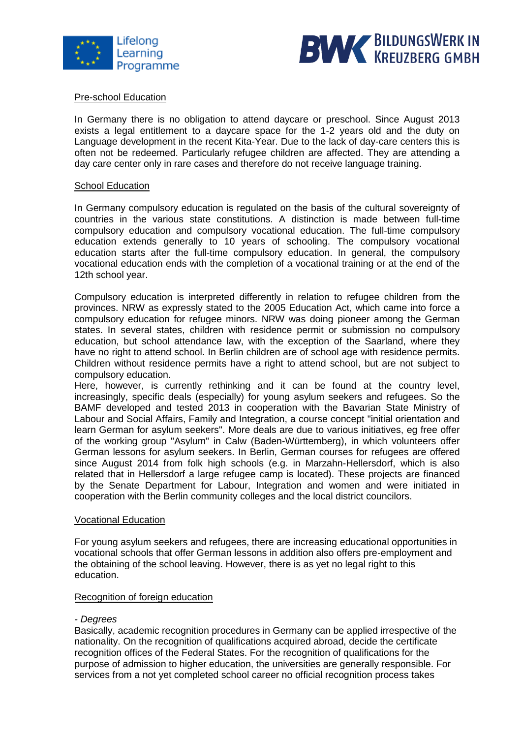Pre-school Education

In Germany there is no obligation to attend daycare or preschool. Since August 2013 exists a legal entitlement to a daycare space for the 1-2 years old and the duty on Language development in the recent Kita-Year. Due to the lack of day-care centers this is often not be redeemed. Particularly refugee children are affected. They are attending a day care center only in rare cases and therefore do not receive language training.

School Education

In Germany compulsory education is regulated on the basis of the cultural sovereignty of countries in the various state constitutions. A distinction is made between full-time compulsory education and compulsory vocational education. The full-time compulsory education extends generally to 10 years of schooling. The compulsory vocational education starts after the full-time compulsory education. In general, the compulsory vocational education ends with the completion of a vocational training or at the end of the 12th school year.

Compulsory education is interpreted differently in relation to refugee children from the provinces. NRW as expressly stated to the 2005 Education Act, which came into force a compulsory education for refugee minors. NRW was doing pioneer among the German states. In several states, children with residence permit or submission no compulsory education, but school attendance law, with the exception of the Saarland, where they have no right to attend school. In Berlin children are of school age with residence permits. Children without residence permits have a right to attend school, but are not subject to compulsory education.
Here, however, is currently rethinking and it can be found at the country level, increasingly, specific deals (especially) for young asylum seekers and refugees. So the BAMF developed and tested 2013 in cooperation with the Bavarian State Ministry of Labour and Social Affairs, Family and Integration, a course concept "initial orientation and learn German for asylum seekers". More deals are due to various initiatives, eg free offer of the working group "Asylum" in Calw (Baden-Württemberg), in which volunteers offer German lessons for asylum seekers. In Berlin, German courses for refugees are offered since August 2014 from folk high schools (e.g. in Marzahn-Hellersdorf, which is also related that in Hellersdorf a large refugee camp is located). These projects are financed by the Senate Department for Labour, Integration and women and were initiated in cooperation with the Berlin community colleges and the local district councilors.

Vocational Education

For young asylum seekers and refugees, there are increasing educational opportunities in vocational schools that offer German lessons in addition also offers pre-employment and the obtaining of the school leaving. However, there is as yet no legal right to this education.

Recognition of foreign education

*- Degrees*
Basically, academic recognition procedures in Germany can be applied irrespective of the nationality. On the recognition of qualifications acquired abroad, decide the certificate recognition offices of the Federal States. For the recognition of qualifications for the purpose of admission to higher education, the universities are generally responsible. For services from a not yet completed school career no official recognition process takes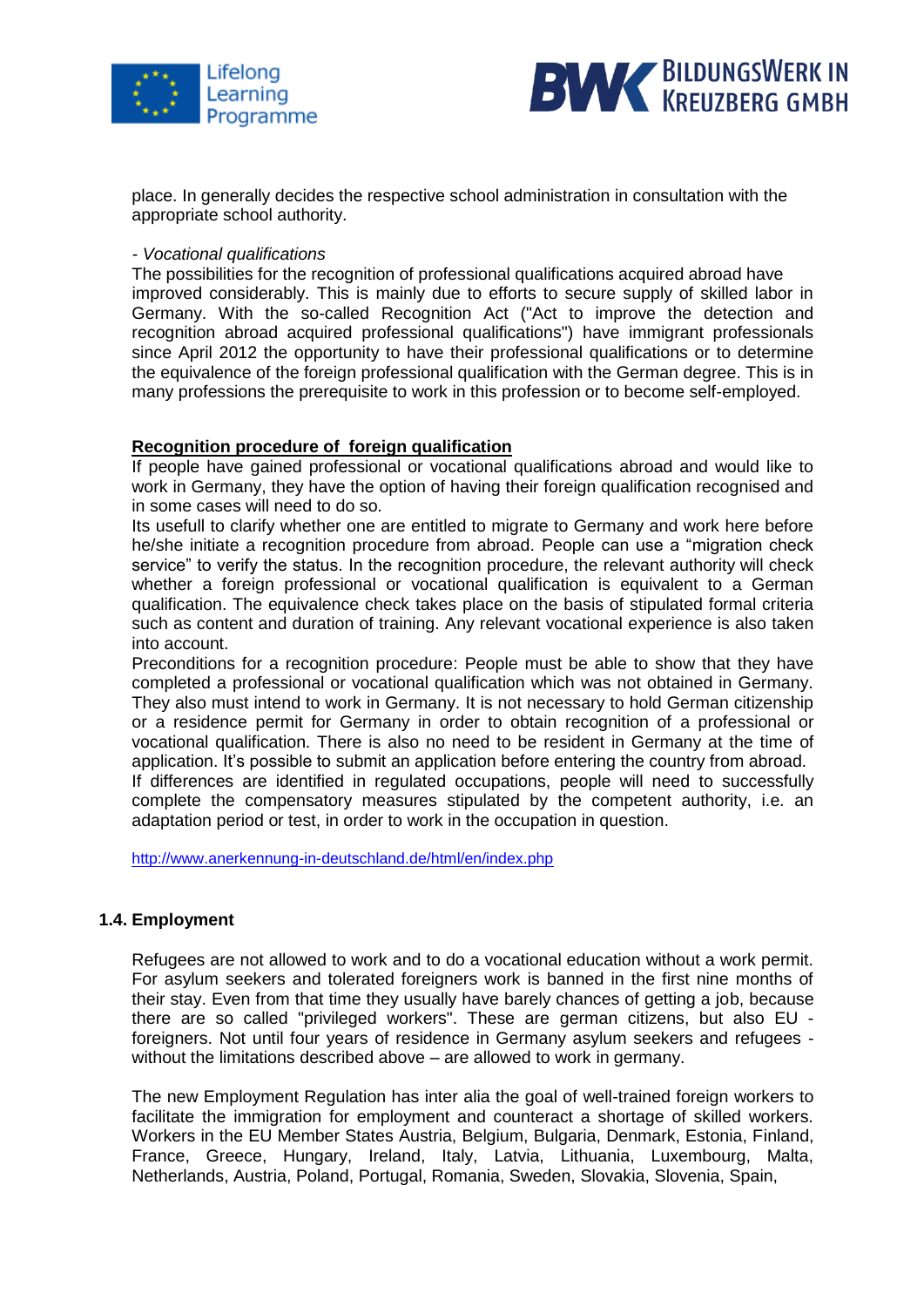place. In generally decides the respective school administration in consultation with the appropriate school authority.

*- Vocational qualifications*

The possibilities for the recognition of professional qualifications acquired abroad have improved considerably. This is mainly due to efforts to secure supply of skilled labor in Germany. With the so-called Recognition Act ("Act to improve the detection and recognition abroad acquired professional qualifications") have immigrant professionals since April 2012 the opportunity to have their professional qualifications or to determine the equivalence of the foreign professional qualification with the German degree. This is in many professions the prerequisite to work in this profession or to become self-employed.

**Recognition procedure of foreign qualification**

If people have gained professional or vocational qualifications abroad and would like to work in Germany, they have the option of having their foreign qualification recognised and in some cases will need to do so.

Its usefull to clarify whether one are entitled to migrate to Germany and work here before he/she initiate a recognition procedure from abroad. People can use a “migration check service” to verify the status. In the recognition procedure, the relevant authority will check whether a foreign professional or vocational qualification is equivalent to a German qualification. The equivalence check takes place on the basis of stipulated formal criteria such as content and duration of training. Any relevant vocational experience is also taken into account.

Preconditions for a recognition procedure: People must be able to show that they have completed a professional or vocational qualification which was not obtained in Germany. They also must intend to work in Germany. It is not necessary to hold German citizenship or a residence permit for Germany in order to obtain recognition of a professional or vocational qualification. There is also no need to be resident in Germany at the time of application. It’s possible to submit an application before entering the country from abroad.

If differences are identified in regulated occupations, people will need to successfully complete the compensatory measures stipulated by the competent authority, i.e. an adaptation period or test, in order to work in the occupation in question.

http://www.anerkennung-in-deutschland.de/html/en/index.php

### 1.4. Employment

Refugees are not allowed to work and to do a vocational education without a work permit. For asylum seekers and tolerated foreigners work is banned in the first nine months of their stay. Even from that time they usually have barely chances of getting a job, because there are so called "privileged workers". These are german citizens, but also EU - foreigners. Not until four years of residence in Germany asylum seekers and refugees - without the limitations described above – are allowed to work in germany.

The new Employment Regulation has inter alia the goal of well-trained foreign workers to facilitate the immigration for employment and counteract a shortage of skilled workers. Workers in the EU Member States Austria, Belgium, Bulgaria, Denmark, Estonia, Finland, France, Greece, Hungary, Ireland, Italy, Latvia, Lithuania, Luxembourg, Malta, Netherlands, Austria, Poland, Portugal, Romania, Sweden, Slovakia, Slovenia, Spain,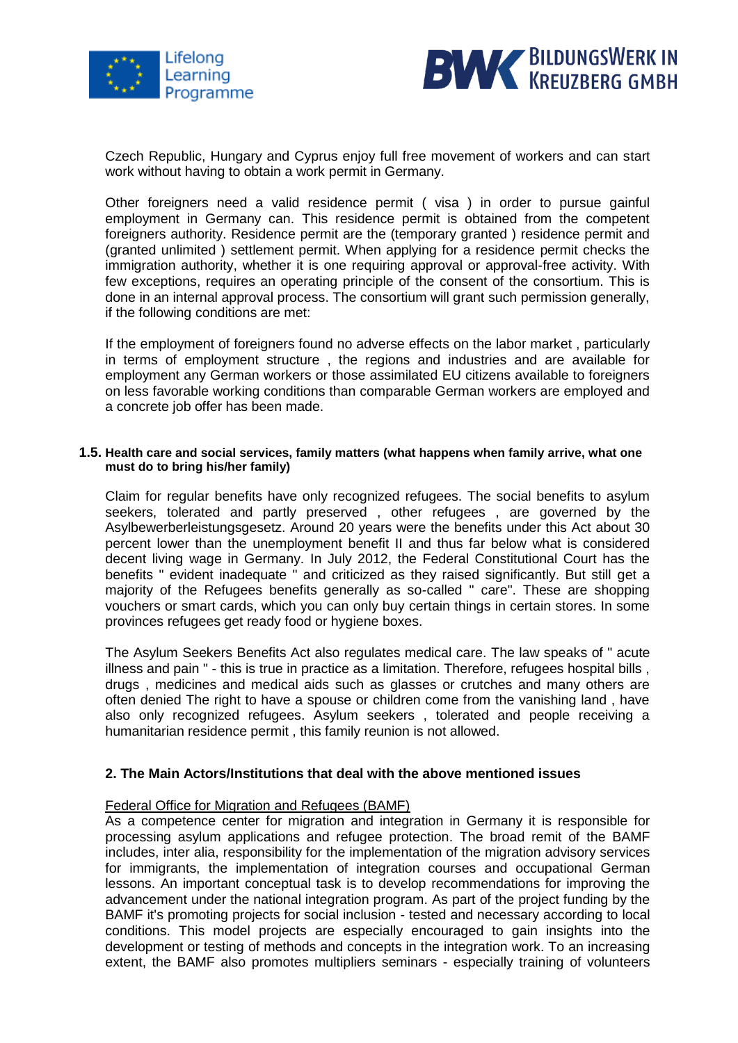Czech Republic, Hungary and Cyprus enjoy full free movement of workers and can start work without having to obtain a work permit in Germany.

Other foreigners need a valid residence permit ( visa ) in order to pursue gainful employment in Germany can. This residence permit is obtained from the competent foreigners authority. Residence permit are the (temporary granted ) residence permit and (granted unlimited ) settlement permit. When applying for a residence permit checks the immigration authority, whether it is one requiring approval or approval-free activity. With few exceptions, requires an operating principle of the consent of the consortium. This is done in an internal approval process. The consortium will grant such permission generally, if the following conditions are met:

If the employment of foreigners found no adverse effects on the labor market , particularly in terms of employment structure , the regions and industries and are available for employment any German workers or those assimilated EU citizens available to foreigners on less favorable working conditions than comparable German workers are employed and a concrete job offer has been made.

### 1.5. Health care and social services, family matters (what happens when family arrive, what one must do to bring his/her family)

Claim for regular benefits have only recognized refugees. The social benefits to asylum seekers, tolerated and partly preserved , other refugees , are governed by the Asylbewerberleistungsgesetz. Around 20 years were the benefits under this Act about 30 percent lower than the unemployment benefit II and thus far below what is considered decent living wage in Germany. In July 2012, the Federal Constitutional Court has the benefits " evident inadequate " and criticized as they raised significantly. But still get a majority of the Refugees benefits generally as so-called " care". These are shopping vouchers or smart cards, which you can only buy certain things in certain stores. In some provinces refugees get ready food or hygiene boxes.

The Asylum Seekers Benefits Act also regulates medical care. The law speaks of " acute illness and pain " - this is true in practice as a limitation. Therefore, refugees hospital bills , drugs , medicines and medical aids such as glasses or crutches and many others are often denied The right to have a spouse or children come from the vanishing land , have also only recognized refugees. Asylum seekers , tolerated and people receiving a humanitarian residence permit , this family reunion is not allowed.

## 2. The Main Actors/Institutions that deal with the above mentioned issues

Federal Office for Migration and Refugees (BAMF)

As a competence center for migration and integration in Germany it is responsible for processing asylum applications and refugee protection. The broad remit of the BAMF includes, inter alia, responsibility for the implementation of the migration advisory services for immigrants, the implementation of integration courses and occupational German lessons. An important conceptual task is to develop recommendations for improving the advancement under the national integration program. As part of the project funding by the BAMF it's promoting projects for social inclusion - tested and necessary according to local conditions. This model projects are especially encouraged to gain insights into the development or testing of methods and concepts in the integration work. To an increasing extent, the BAMF also promotes multipliers seminars - especially training of volunteers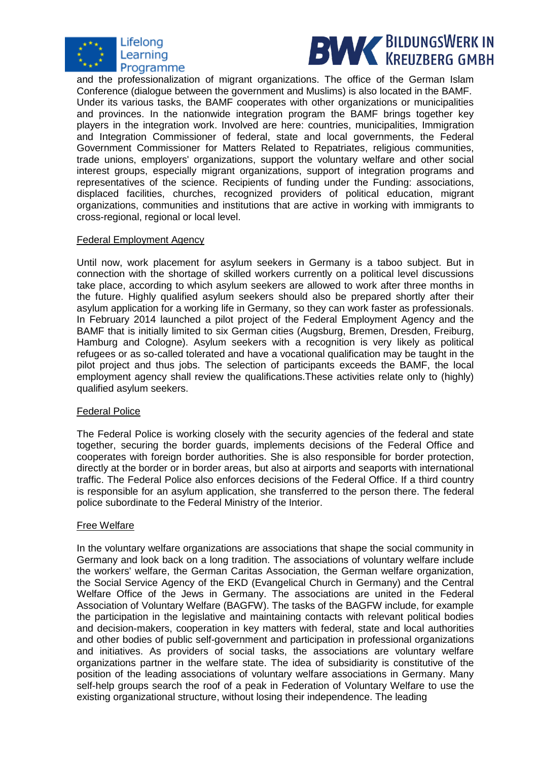and the professionalization of migrant organizations. The office of the German Islam Conference (dialogue between the government and Muslims) is also located in the BAMF. Under its various tasks, the BAMF cooperates with other organizations or municipalities and provinces. In the nationwide integration program the BAMF brings together key players in the integration work. Involved are here: countries, municipalities, Immigration and Integration Commissioner of federal, state and local governments, the Federal Government Commissioner for Matters Related to Repatriates, religious communities, trade unions, employers' organizations, support the voluntary welfare and other social interest groups, especially migrant organizations, support of integration programs and representatives of the science. Recipients of funding under the Funding: associations, displaced facilities, churches, recognized providers of political education, migrant organizations, communities and institutions that are active in working with immigrants to cross-regional, regional or local level.

<u>Federal Employment Agency</u>

Until now, work placement for asylum seekers in Germany is a taboo subject. But in connection with the shortage of skilled workers currently on a political level discussions take place, according to which asylum seekers are allowed to work after three months in the future. Highly qualified asylum seekers should also be prepared shortly after their asylum application for a working life in Germany, so they can work faster as professionals. In February 2014 launched a pilot project of the Federal Employment Agency and the BAMF that is initially limited to six German cities (Augsburg, Bremen, Dresden, Freiburg, Hamburg and Cologne). Asylum seekers with a recognition is very likely as political refugees or as so-called tolerated and have a vocational qualification may be taught in the pilot project and thus jobs. The selection of participants exceeds the BAMF, the local employment agency shall review the qualifications.These activities relate only to (highly) qualified asylum seekers.

<u>Federal Police</u>

The Federal Police is working closely with the security agencies of the federal and state together, securing the border guards, implements decisions of the Federal Office and cooperates with foreign border authorities. She is also responsible for border protection, directly at the border or in border areas, but also at airports and seaports with international traffic. The Federal Police also enforces decisions of the Federal Office. If a third country is responsible for an asylum application, she transferred to the person there. The federal police subordinate to the Federal Ministry of the Interior.

<u>Free Welfare</u>

In the voluntary welfare organizations are associations that shape the social community in Germany and look back on a long tradition. The associations of voluntary welfare include the workers' welfare, the German Caritas Association, the German welfare organization, the Social Service Agency of the EKD (Evangelical Church in Germany) and the Central Welfare Office of the Jews in Germany. The associations are united in the Federal Association of Voluntary Welfare (BAGFW). The tasks of the BAGFW include, for example the participation in the legislative and maintaining contacts with relevant political bodies and decision-makers, cooperation in key matters with federal, state and local authorities and other bodies of public self-government and participation in professional organizations and initiatives. As providers of social tasks, the associations are voluntary welfare organizations partner in the welfare state. The idea of subsidiarity is constitutive of the position of the leading associations of voluntary welfare associations in Germany. Many self-help groups search the roof of a peak in Federation of Voluntary Welfare to use the existing organizational structure, without losing their independence. The leading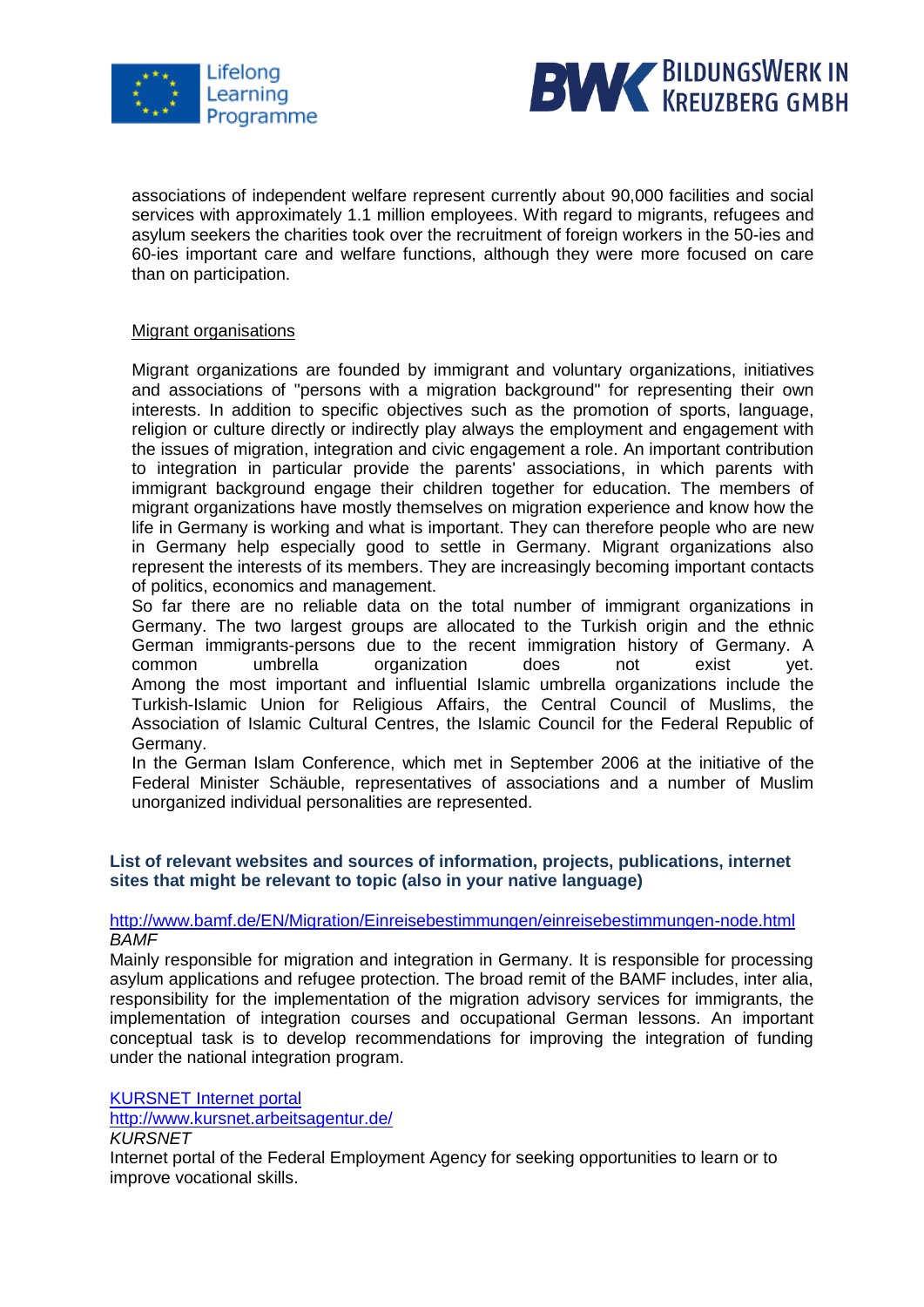associations of independent welfare represent currently about 90,000 facilities and social services with approximately 1.1 million employees. With regard to migrants, refugees and asylum seekers the charities took over the recruitment of foreign workers in the 50-ies and 60-ies important care and welfare functions, although they were more focused on care than on participation.

<u>Migrant organisations</u>

Migrant organizations are founded by immigrant and voluntary organizations, initiatives and associations of "persons with a migration background" for representing their own interests. In addition to specific objectives such as the promotion of sports, language, religion or culture directly or indirectly play always the employment and engagement with the issues of migration, integration and civic engagement a role. An important contribution to integration in particular provide the parents' associations, in which parents with immigrant background engage their children together for education. The members of migrant organizations have mostly themselves on migration experience and know how the life in Germany is working and what is important. They can therefore people who are new in Germany help especially good to settle in Germany. Migrant organizations also represent the interests of its members. They are increasingly becoming important contacts of politics, economics and management.

So far there are no reliable data on the total number of immigrant organizations in Germany. The two largest groups are allocated to the Turkish origin and the ethnic German immigrants-persons due to the recent immigration history of Germany. A common umbrella organization does not exist yet.

Among the most important and influential Islamic umbrella organizations include the Turkish-Islamic Union for Religious Affairs, the Central Council of Muslims, the Association of Islamic Cultural Centres, the Islamic Council for the Federal Republic of Germany.

In the German Islam Conference, which met in September 2006 at the initiative of the Federal Minister Schäuble, representatives of associations and a number of Muslim unorganized individual personalities are represented.

### List of relevant websites and sources of information, projects, publications, internet sites that might be relevant to topic (also in your native language)

http://www.bamf.de/EN/Migration/Einreisebestimmungen/einreisebestimmungen-node.html

*BAMF*

Mainly responsible for migration and integration in Germany. It is responsible for processing asylum applications and refugee protection. The broad remit of the BAMF includes, inter alia, responsibility for the implementation of the migration advisory services for immigrants, the implementation of integration courses and occupational German lessons. An important conceptual task is to develop recommendations for improving the integration of funding under the national integration program.

KURSNET Internet portal

http://www.kursnet.arbeitsagentur.de/

*KURSNET*

Internet portal of the Federal Employment Agency for seeking opportunities to learn or to improve vocational skills.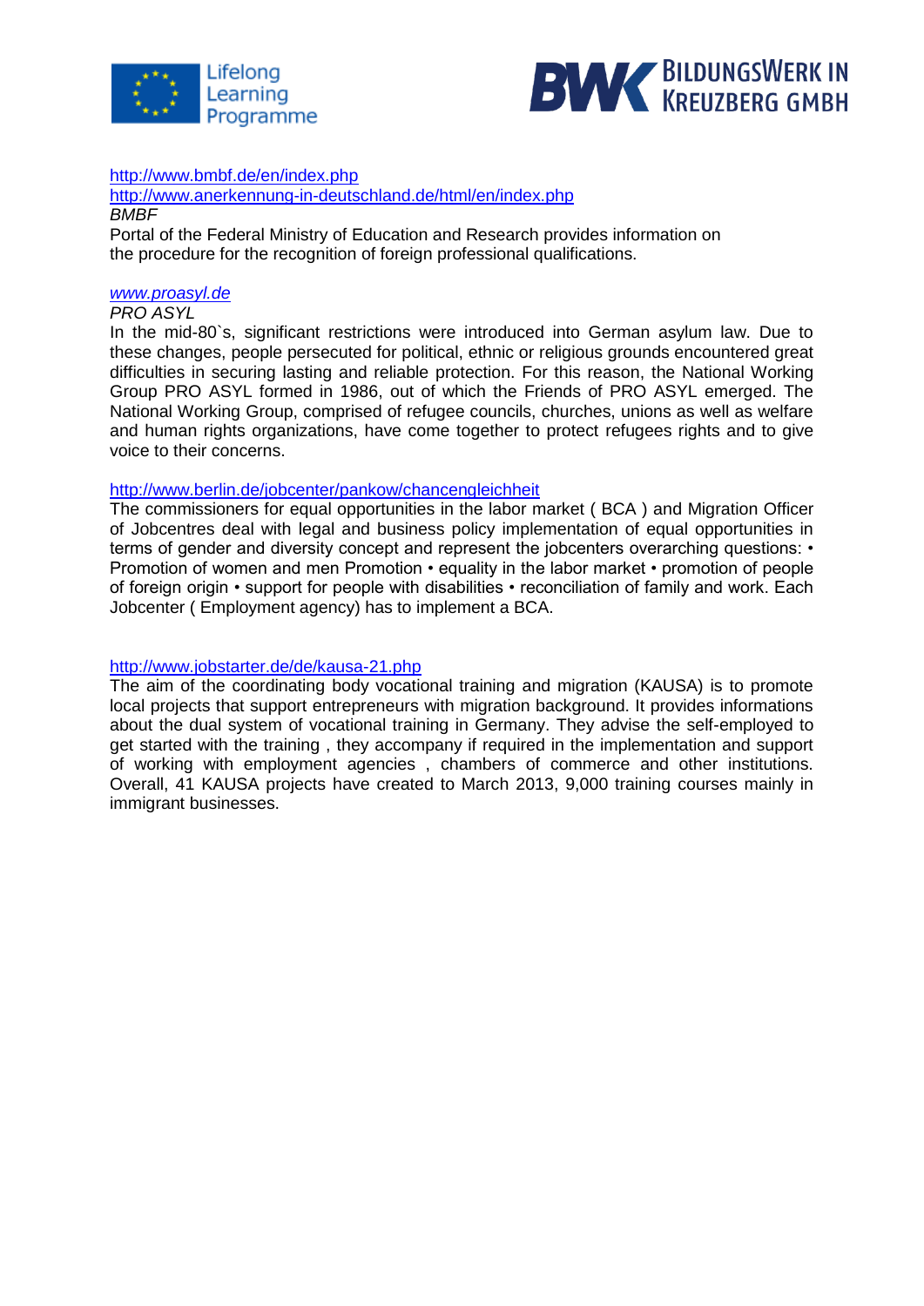http://www.bmbf.de/en/index.php
http://www.anerkennung-in-deutschland.de/html/en/index.php
*BMBF*
Portal of the Federal Ministry of Education and Research provides information on the procedure for the recognition of foreign professional qualifications.

*www.proasyl.de*
*PRO ASYL*
In the mid-80`s, significant restrictions were introduced into German asylum law. Due to these changes, people persecuted for political, ethnic or religious grounds encountered great difficulties in securing lasting and reliable protection. For this reason, the National Working Group PRO ASYL formed in 1986, out of which the Friends of PRO ASYL emerged. The National Working Group, comprised of refugee councils, churches, unions as well as welfare and human rights organizations, have come together to protect refugees rights and to give voice to their concerns.

http://www.berlin.de/jobcenter/pankow/chancengleichheit
The commissioners for equal opportunities in the labor market ( BCA ) and Migration Officer of Jobcentres deal with legal and business policy implementation of equal opportunities in terms of gender and diversity concept and represent the jobcenters overarching questions: • Promotion of women and men Promotion • equality in the labor market • promotion of people of foreign origin • support for people with disabilities • reconciliation of family and work. Each Jobcenter ( Employment agency) has to implement a BCA.

http://www.jobstarter.de/de/kausa-21.php
The aim of the coordinating body vocational training and migration (KAUSA) is to promote local projects that support entrepreneurs with migration background. It provides informations about the dual system of vocational training in Germany. They advise the self-employed to get started with the training , they accompany if required in the implementation and support of working with employment agencies , chambers of commerce and other institutions. Overall, 41 KAUSA projects have created to March 2013, 9,000 training courses mainly in immigrant businesses.